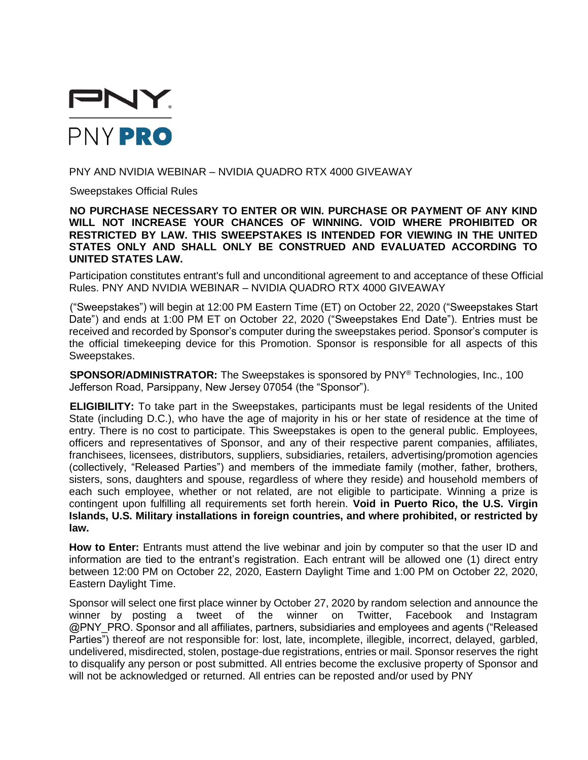PNY AND NVIDIA WEBINAR – NVIDIA QUADRO RTX 4000 GIVEAWAY

Sweepstakes Official Rules

**NO PURCHASE NECESSARY TO ENTER OR WIN. PURCHASE OR PAYMENT OF ANY KIND WILL NOT INCREASE YOUR CHANCES OF WINNING. VOID WHERE PROHIBITED OR RESTRICTED BY LAW. THIS SWEEPSTAKES IS INTENDED FOR VIEWING IN THE UNITED STATES ONLY AND SHALL ONLY BE CONSTRUED AND EVALUATED ACCORDING TO UNITED STATES LAW.**

Participation constitutes entrant's full and unconditional agreement to and acceptance of these Official Rules. PNY AND NVIDIA WEBINAR – NVIDIA QUADRO RTX 4000 GIVEAWAY

("Sweepstakes") will begin at 12:00 PM Eastern Time (ET) on October 22, 2020 ("Sweepstakes Start Date") and ends at 1:00 PM ET on October 22, 2020 ("Sweepstakes End Date"). Entries must be received and recorded by Sponsor's computer during the sweepstakes period. Sponsor's computer is the official timekeeping device for this Promotion. Sponsor is responsible for all aspects of this Sweepstakes.

**SPONSOR/ADMINISTRATOR:** The Sweepstakes is sponsored by PNY® Technologies, Inc., 100 Jefferson Road, Parsippany, New Jersey 07054 (the "Sponsor").

**ELIGIBILITY:** To take part in the Sweepstakes, participants must be legal residents of the United State (including D.C.), who have the age of majority in his or her state of residence at the time of entry. There is no cost to participate. This Sweepstakes is open to the general public. Employees, officers and representatives of Sponsor, and any of their respective parent companies, affiliates, franchisees, licensees, distributors, suppliers, subsidiaries, retailers, advertising/promotion agencies (collectively, "Released Parties") and members of the immediate family (mother, father, brothers, sisters, sons, daughters and spouse, regardless of where they reside) and household members of each such employee, whether or not related, are not eligible to participate. Winning a prize is contingent upon fulfilling all requirements set forth herein. **Void in Puerto Rico, the U.S. Virgin Islands, U.S. Military installations in foreign countries, and where prohibited, or restricted by law.**

**How to Enter:** Entrants must attend the live webinar and join by computer so that the user ID and information are tied to the entrant's registration. Each entrant will be allowed one (1) direct entry between 12:00 PM on October 22, 2020, Eastern Daylight Time and 1:00 PM on October 22, 2020, Eastern Daylight Time.

Sponsor will select one first place winner by October 27, 2020 by random selection and announce the winner by posting a tweet of the winner on Twitter, Facebook and Instagram @PNY_PRO. Sponsor and all affiliates, partners, subsidiaries and employees and agents ("Released Parties") thereof are not responsible for: lost, late, incomplete, illegible, incorrect, delayed, garbled, undelivered, misdirected, stolen, postage-due registrations, entries or mail. Sponsor reserves the right to disqualify any person or post submitted. All entries become the exclusive property of Sponsor and will not be acknowledged or returned. All entries can be reposted and/or used by PNY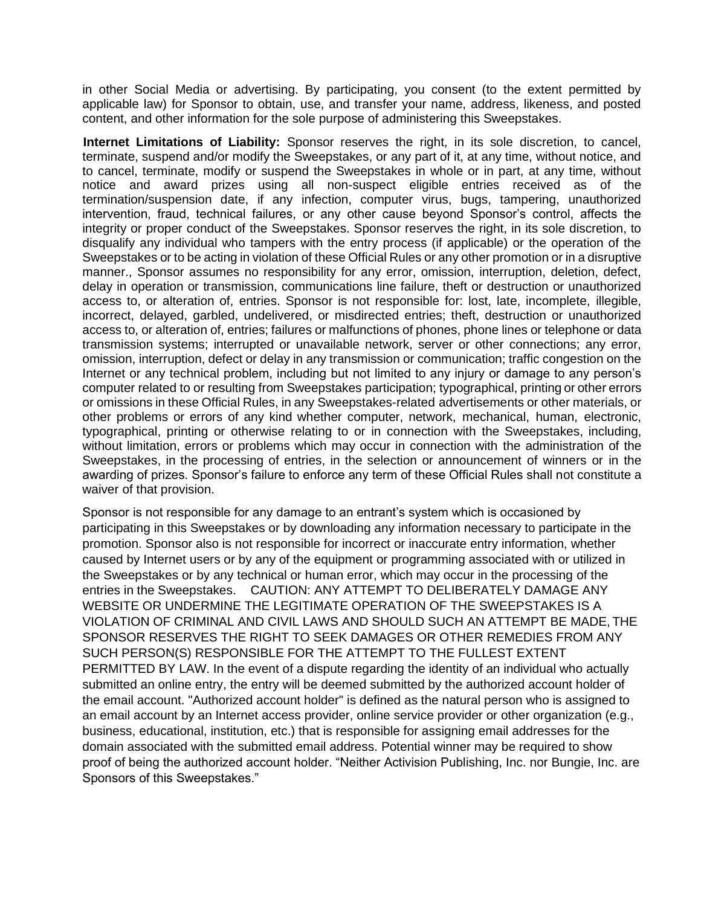in other Social Media or advertising. By participating, you consent (to the extent permitted by applicable law) for Sponsor to obtain, use, and transfer your name, address, likeness, and posted content, and other information for the sole purpose of administering this Sweepstakes.

**Internet Limitations of Liability:** Sponsor reserves the right, in its sole discretion, to cancel, terminate, suspend and/or modify the Sweepstakes, or any part of it, at any time, without notice, and to cancel, terminate, modify or suspend the Sweepstakes in whole or in part, at any time, without notice and award prizes using all non-suspect eligible entries received as of the termination/suspension date, if any infection, computer virus, bugs, tampering, unauthorized intervention, fraud, technical failures, or any other cause beyond Sponsor's control, affects the integrity or proper conduct of the Sweepstakes. Sponsor reserves the right, in its sole discretion, to disqualify any individual who tampers with the entry process (if applicable) or the operation of the Sweepstakes or to be acting in violation of these Official Rules or any other promotion or in a disruptive manner., Sponsor assumes no responsibility for any error, omission, interruption, deletion, defect, delay in operation or transmission, communications line failure, theft or destruction or unauthorized access to, or alteration of, entries. Sponsor is not responsible for: lost, late, incomplete, illegible, incorrect, delayed, garbled, undelivered, or misdirected entries; theft, destruction or unauthorized access to, or alteration of, entries; failures or malfunctions of phones, phone lines or telephone or data transmission systems; interrupted or unavailable network, server or other connections; any error, omission, interruption, defect or delay in any transmission or communication; traffic congestion on the Internet or any technical problem, including but not limited to any injury or damage to any person's computer related to or resulting from Sweepstakes participation; typographical, printing or other errors or omissions in these Official Rules, in any Sweepstakes-related advertisements or other materials, or other problems or errors of any kind whether computer, network, mechanical, human, electronic, typographical, printing or otherwise relating to or in connection with the Sweepstakes, including, without limitation, errors or problems which may occur in connection with the administration of the Sweepstakes, in the processing of entries, in the selection or announcement of winners or in the awarding of prizes. Sponsor's failure to enforce any term of these Official Rules shall not constitute a waiver of that provision.

Sponsor is not responsible for any damage to an entrant's system which is occasioned by participating in this Sweepstakes or by downloading any information necessary to participate in the promotion. Sponsor also is not responsible for incorrect or inaccurate entry information, whether caused by Internet users or by any of the equipment or programming associated with or utilized in the Sweepstakes or by any technical or human error, which may occur in the processing of the entries in the Sweepstakes. CAUTION: ANY ATTEMPT TO DELIBERATELY DAMAGE ANY WEBSITE OR UNDERMINE THE LEGITIMATE OPERATION OF THE SWEEPSTAKES IS A VIOLATION OF CRIMINAL AND CIVIL LAWS AND SHOULD SUCH AN ATTEMPT BE MADE, THE SPONSOR RESERVES THE RIGHT TO SEEK DAMAGES OR OTHER REMEDIES FROM ANY SUCH PERSON(S) RESPONSIBLE FOR THE ATTEMPT TO THE FULLEST EXTENT PERMITTED BY LAW. In the event of a dispute regarding the identity of an individual who actually submitted an online entry, the entry will be deemed submitted by the authorized account holder of the email account. "Authorized account holder" is defined as the natural person who is assigned to an email account by an Internet access provider, online service provider or other organization (e.g., business, educational, institution, etc.) that is responsible for assigning email addresses for the domain associated with the submitted email address. Potential winner may be required to show proof of being the authorized account holder. "Neither Activision Publishing, Inc. nor Bungie, Inc. are Sponsors of this Sweepstakes."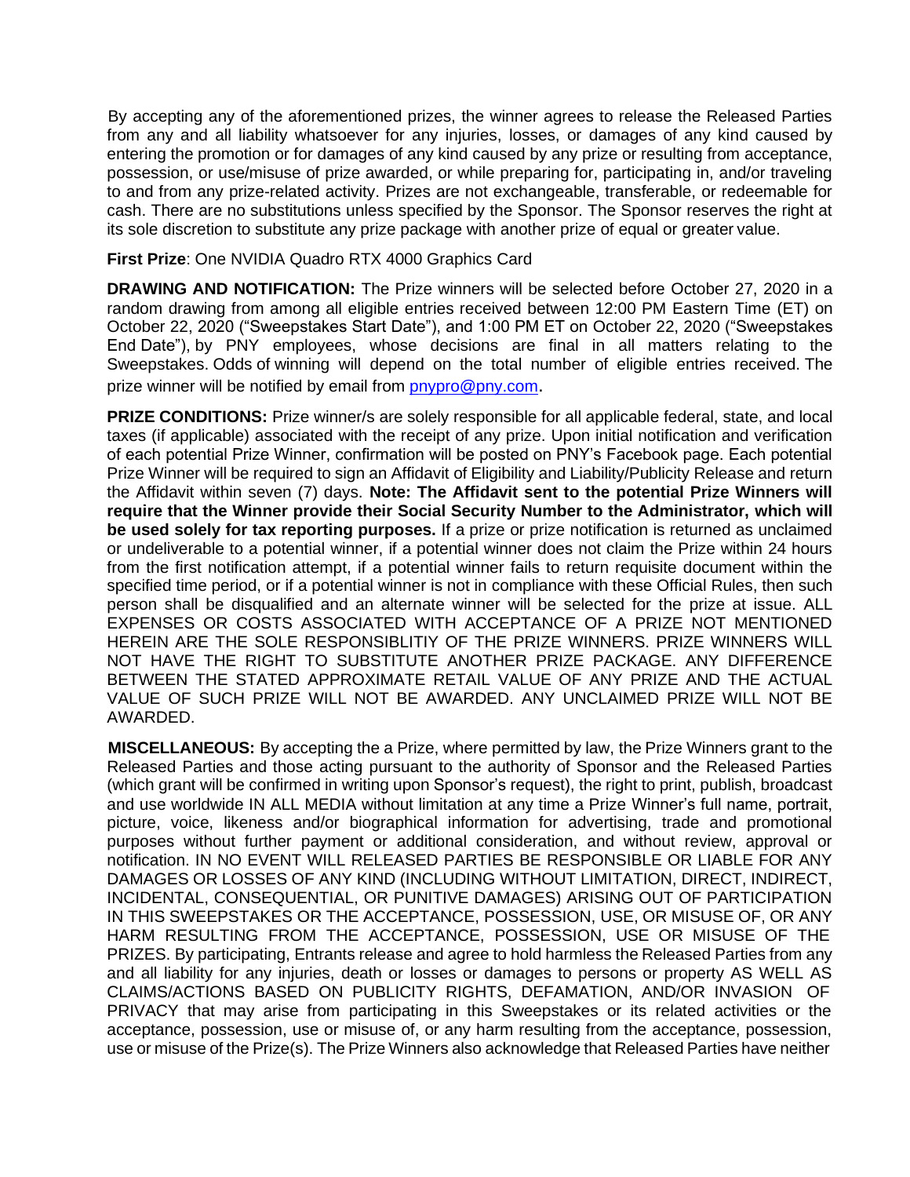By accepting any of the aforementioned prizes, the winner agrees to release the Released Parties from any and all liability whatsoever for any injuries, losses, or damages of any kind caused by entering the promotion or for damages of any kind caused by any prize or resulting from acceptance, possession, or use/misuse of prize awarded, or while preparing for, participating in, and/or traveling to and from any prize-related activity. Prizes are not exchangeable, transferable, or redeemable for cash. There are no substitutions unless specified by the Sponsor. The Sponsor reserves the right at its sole discretion to substitute any prize package with another prize of equal or greater value.

**First Prize**: One NVIDIA Quadro RTX 4000 Graphics Card

**DRAWING AND NOTIFICATION:** The Prize winners will be selected before October 27, 2020 in a random drawing from among all eligible entries received between 12:00 PM Eastern Time (ET) on October 22, 2020 ("Sweepstakes Start Date"), and 1:00 PM ET on October 22, 2020 ("Sweepstakes End Date"), by PNY employees, whose decisions are final in all matters relating to the Sweepstakes. Odds of winning will depend on the total number of eligible entries received. The prize winner will be notified by email from pnypro@pny.com.

**PRIZE CONDITIONS:** Prize winner/s are solely responsible for all applicable federal, state, and local taxes (if applicable) associated with the receipt of any prize. Upon initial notification and verification of each potential Prize Winner, confirmation will be posted on PNY's Facebook page. Each potential Prize Winner will be required to sign an Affidavit of Eligibility and Liability/Publicity Release and return the Affidavit within seven (7) days. **Note: The Affidavit sent to the potential Prize Winners will require that the Winner provide their Social Security Number to the Administrator, which will be used solely for tax reporting purposes.** If a prize or prize notification is returned as unclaimed or undeliverable to a potential winner, if a potential winner does not claim the Prize within 24 hours from the first notification attempt, if a potential winner fails to return requisite document within the specified time period, or if a potential winner is not in compliance with these Official Rules, then such person shall be disqualified and an alternate winner will be selected for the prize at issue. ALL EXPENSES OR COSTS ASSOCIATED WITH ACCEPTANCE OF A PRIZE NOT MENTIONED HEREIN ARE THE SOLE RESPONSIBLITIY OF THE PRIZE WINNERS. PRIZE WINNERS WILL NOT HAVE THE RIGHT TO SUBSTITUTE ANOTHER PRIZE PACKAGE. ANY DIFFERENCE BETWEEN THE STATED APPROXIMATE RETAIL VALUE OF ANY PRIZE AND THE ACTUAL VALUE OF SUCH PRIZE WILL NOT BE AWARDED. ANY UNCLAIMED PRIZE WILL NOT BE AWARDED.

**MISCELLANEOUS:** By accepting the a Prize, where permitted by law, the Prize Winners grant to the Released Parties and those acting pursuant to the authority of Sponsor and the Released Parties (which grant will be confirmed in writing upon Sponsor's request), the right to print, publish, broadcast and use worldwide IN ALL MEDIA without limitation at any time a Prize Winner's full name, portrait, picture, voice, likeness and/or biographical information for advertising, trade and promotional purposes without further payment or additional consideration, and without review, approval or notification. IN NO EVENT WILL RELEASED PARTIES BE RESPONSIBLE OR LIABLE FOR ANY DAMAGES OR LOSSES OF ANY KIND (INCLUDING WITHOUT LIMITATION, DIRECT, INDIRECT, INCIDENTAL, CONSEQUENTIAL, OR PUNITIVE DAMAGES) ARISING OUT OF PARTICIPATION IN THIS SWEEPSTAKES OR THE ACCEPTANCE, POSSESSION, USE, OR MISUSE OF, OR ANY HARM RESULTING FROM THE ACCEPTANCE, POSSESSION, USE OR MISUSE OF THE PRIZES. By participating, Entrants release and agree to hold harmless the Released Parties from any and all liability for any injuries, death or losses or damages to persons or property AS WELL AS CLAIMS/ACTIONS BASED ON PUBLICITY RIGHTS, DEFAMATION, AND/OR INVASION OF PRIVACY that may arise from participating in this Sweepstakes or its related activities or the acceptance, possession, use or misuse of, or any harm resulting from the acceptance, possession, use or misuse of the Prize(s). The Prize Winners also acknowledge that Released Parties have neither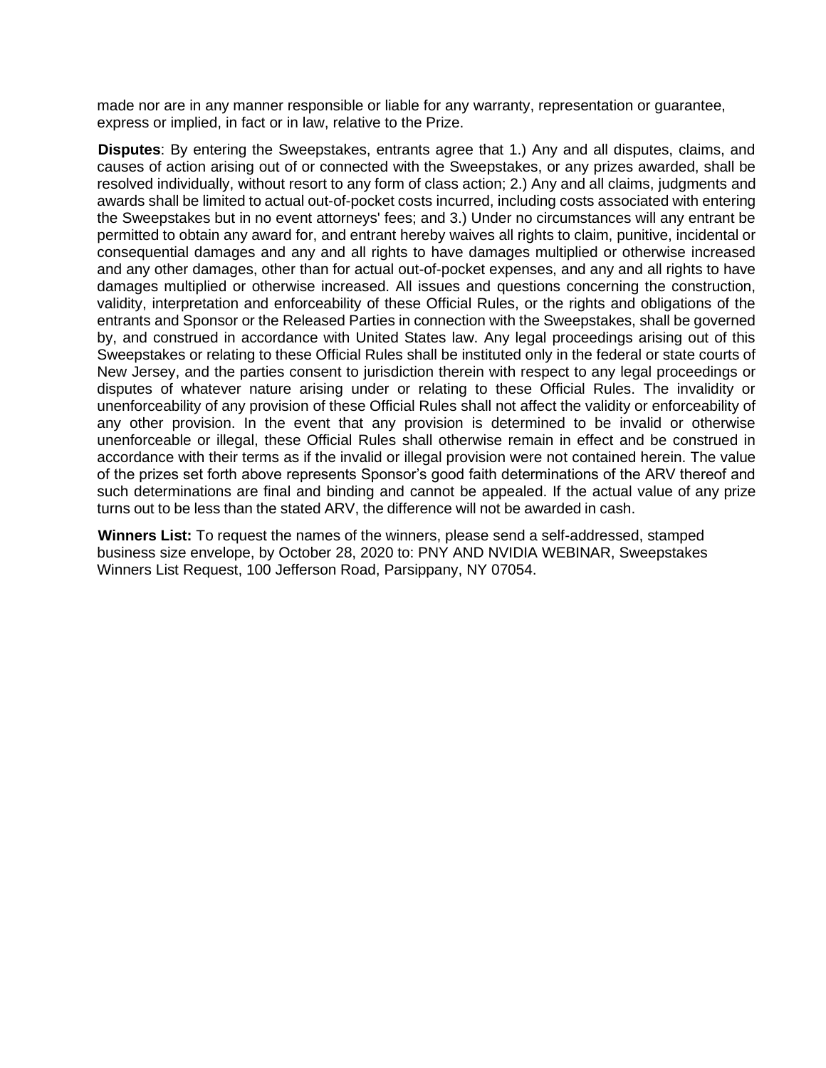made nor are in any manner responsible or liable for any warranty, representation or guarantee, express or implied, in fact or in law, relative to the Prize.

**Disputes**: By entering the Sweepstakes, entrants agree that 1.) Any and all disputes, claims, and causes of action arising out of or connected with the Sweepstakes, or any prizes awarded, shall be resolved individually, without resort to any form of class action; 2.) Any and all claims, judgments and awards shall be limited to actual out-of-pocket costs incurred, including costs associated with entering the Sweepstakes but in no event attorneys' fees; and 3.) Under no circumstances will any entrant be permitted to obtain any award for, and entrant hereby waives all rights to claim, punitive, incidental or consequential damages and any and all rights to have damages multiplied or otherwise increased and any other damages, other than for actual out-of-pocket expenses, and any and all rights to have damages multiplied or otherwise increased. All issues and questions concerning the construction, validity, interpretation and enforceability of these Official Rules, or the rights and obligations of the entrants and Sponsor or the Released Parties in connection with the Sweepstakes, shall be governed by, and construed in accordance with United States law. Any legal proceedings arising out of this Sweepstakes or relating to these Official Rules shall be instituted only in the federal or state courts of New Jersey, and the parties consent to jurisdiction therein with respect to any legal proceedings or disputes of whatever nature arising under or relating to these Official Rules. The invalidity or unenforceability of any provision of these Official Rules shall not affect the validity or enforceability of any other provision. In the event that any provision is determined to be invalid or otherwise unenforceable or illegal, these Official Rules shall otherwise remain in effect and be construed in accordance with their terms as if the invalid or illegal provision were not contained herein. The value of the prizes set forth above represents Sponsor's good faith determinations of the ARV thereof and such determinations are final and binding and cannot be appealed. If the actual value of any prize turns out to be less than the stated ARV, the difference will not be awarded in cash.

**Winners List:** To request the names of the winners, please send a self-addressed, stamped business size envelope, by October 28, 2020 to: PNY AND NVIDIA WEBINAR, Sweepstakes Winners List Request, 100 Jefferson Road, Parsippany, NY 07054.